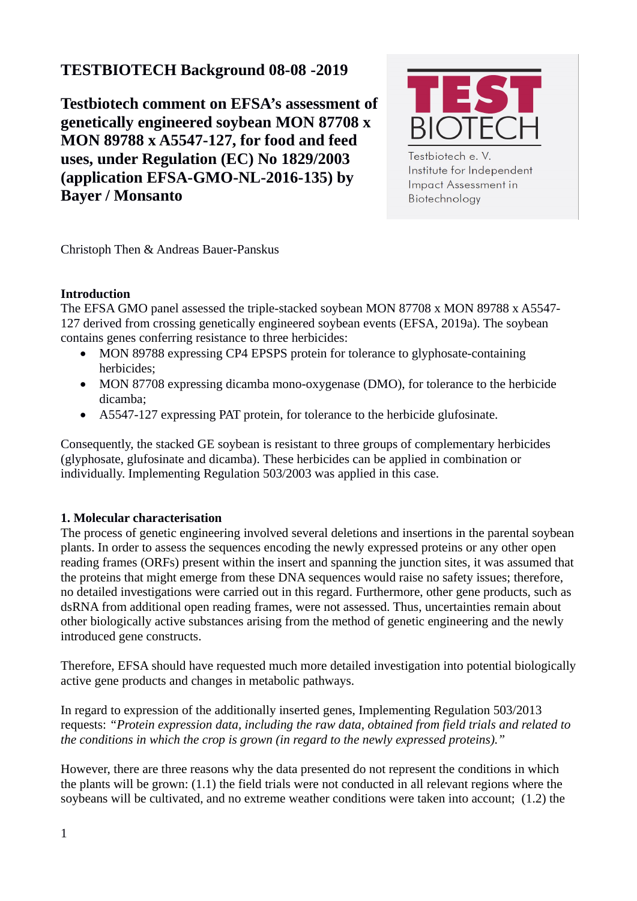**TESTBIOTECH Background 08-08 -2019**

# Testbiotech comment on EFSA's assessment of genetically engineered soybean MON 87708 x MON 89788 x A5547-127, for food and feed uses, under Regulation (EC) No 1829/2003 (application EFSA-GMO-NL-2016-135) by Bayer / Monsanto

TEST BIOTECH
Testbiotech e. V.
Institute for Independent Impact Assessment in Biotechnology

Christoph Then & Andreas Bauer-Panskus

## Introduction

The EFSA GMO panel assessed the triple-stacked soybean MON 87708 x MON 89788 x A5547-127 derived from crossing genetically engineered soybean events (EFSA, 2019a). The soybean contains genes conferring resistance to three herbicides:

- MON 89788 expressing CP4 EPSPS protein for tolerance to glyphosate-containing herbicides;
- MON 87708 expressing dicamba mono-oxygenase (DMO), for tolerance to the herbicide dicamba;
- A5547-127 expressing PAT protein, for tolerance to the herbicide glufosinate.

Consequently, the stacked GE soybean is resistant to three groups of complementary herbicides (glyphosate, glufosinate and dicamba). These herbicides can be applied in combination or individually. Implementing Regulation 503/2003 was applied in this case.

## 1. Molecular characterisation

The process of genetic engineering involved several deletions and insertions in the parental soybean plants. In order to assess the sequences encoding the newly expressed proteins or any other open reading frames (ORFs) present within the insert and spanning the junction sites, it was assumed that the proteins that might emerge from these DNA sequences would raise no safety issues; therefore, no detailed investigations were carried out in this regard. Furthermore, other gene products, such as dsRNA from additional open reading frames, were not assessed. Thus, uncertainties remain about other biologically active substances arising from the method of genetic engineering and the newly introduced gene constructs.

Therefore, EFSA should have requested much more detailed investigation into potential biologically active gene products and changes in metabolic pathways.

In regard to expression of the additionally inserted genes, Implementing Regulation 503/2013 requests: *"Protein expression data, including the raw data, obtained from field trials and related to the conditions in which the crop is grown (in regard to the newly expressed proteins)."*

However, there are three reasons why the data presented do not represent the conditions in which the plants will be grown: (1.1) the field trials were not conducted in all relevant regions where the soybeans will be cultivated, and no extreme weather conditions were taken into account; (1.2) the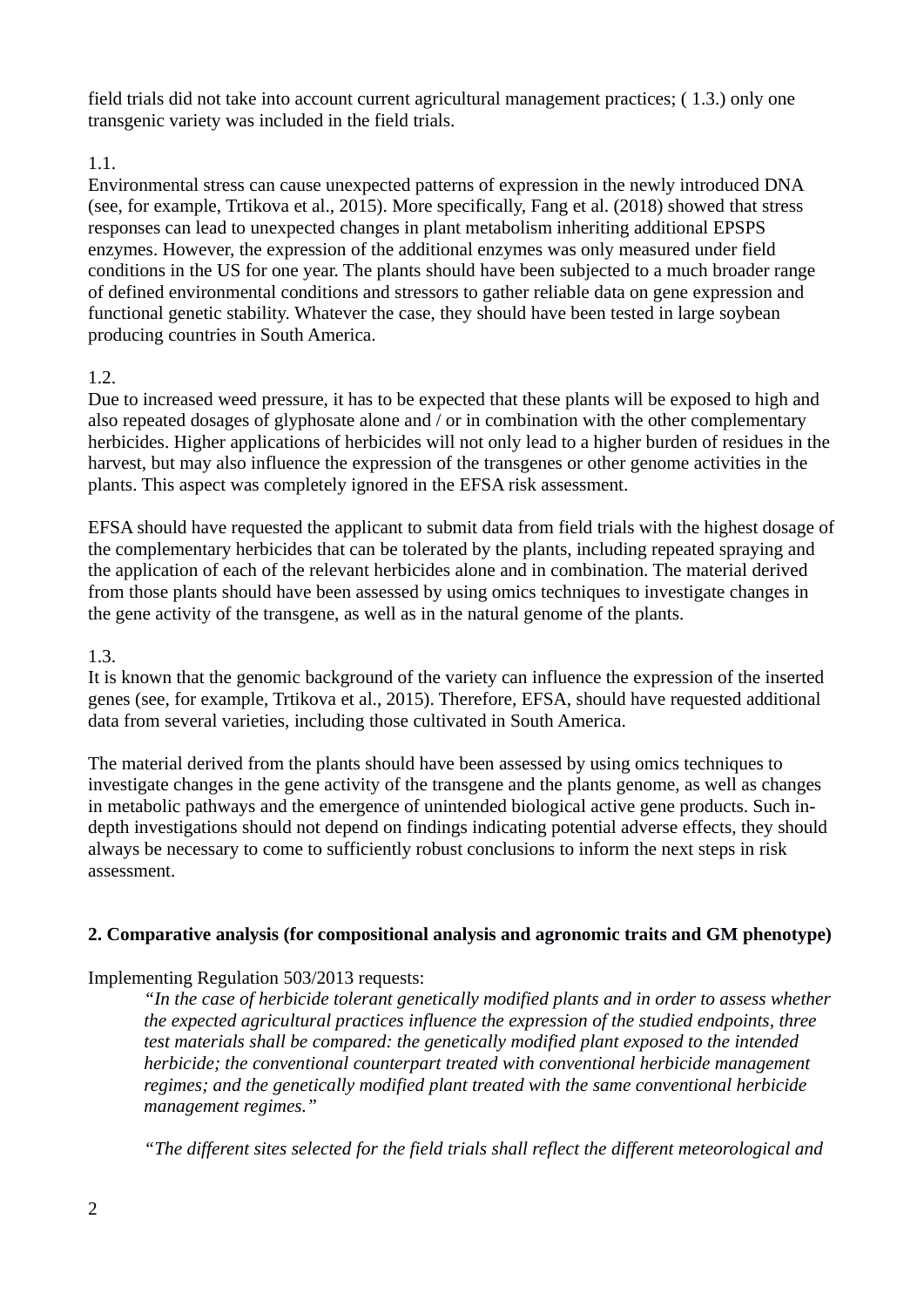field trials did not take into account current agricultural management practices; ( 1.3.) only one transgenic variety was included in the field trials.

1.1.
Environmental stress can cause unexpected patterns of expression in the newly introduced DNA (see, for example, Trtikova et al., 2015). More specifically, Fang et al. (2018) showed that stress responses can lead to unexpected changes in plant metabolism inheriting additional EPSPS enzymes. However, the expression of the additional enzymes was only measured under field conditions in the US for one year. The plants should have been subjected to a much broader range of defined environmental conditions and stressors to gather reliable data on gene expression and functional genetic stability. Whatever the case, they should have been tested in large soybean producing countries in South America.

1.2.
Due to increased weed pressure, it has to be expected that these plants will be exposed to high and also repeated dosages of glyphosate alone and / or in combination with the other complementary herbicides. Higher applications of herbicides will not only lead to a higher burden of residues in the harvest, but may also influence the expression of the transgenes or other genome activities in the plants. This aspect was completely ignored in the EFSA risk assessment.

EFSA should have requested the applicant to submit data from field trials with the highest dosage of the complementary herbicides that can be tolerated by the plants, including repeated spraying and the application of each of the relevant herbicides alone and in combination. The material derived from those plants should have been assessed by using omics techniques to investigate changes in the gene activity of the transgene, as well as in the natural genome of the plants.

1.3.
It is known that the genomic background of the variety can influence the expression of the inserted genes (see, for example, Trtikova et al., 2015). Therefore, EFSA, should have requested additional data from several varieties, including those cultivated in South America.

The material derived from the plants should have been assessed by using omics techniques to investigate changes in the gene activity of the transgene and the plants genome, as well as changes in metabolic pathways and the emergence of unintended biological active gene products. Such in-depth investigations should not depend on findings indicating potential adverse effects, they should always be necessary to come to sufficiently robust conclusions to inform the next steps in risk assessment.

## 2. Comparative analysis (for compositional analysis and agronomic traits and GM phenotype)

Implementing Regulation 503/2013 requests:

> *"In the case of herbicide tolerant genetically modified plants and in order to assess whether the expected agricultural practices influence the expression of the studied endpoints, three test materials shall be compared: the genetically modified plant exposed to the intended herbicide; the conventional counterpart treated with conventional herbicide management regimes; and the genetically modified plant treated with the same conventional herbicide management regimes."*
>
> *"The different sites selected for the field trials shall reflect the different meteorological and*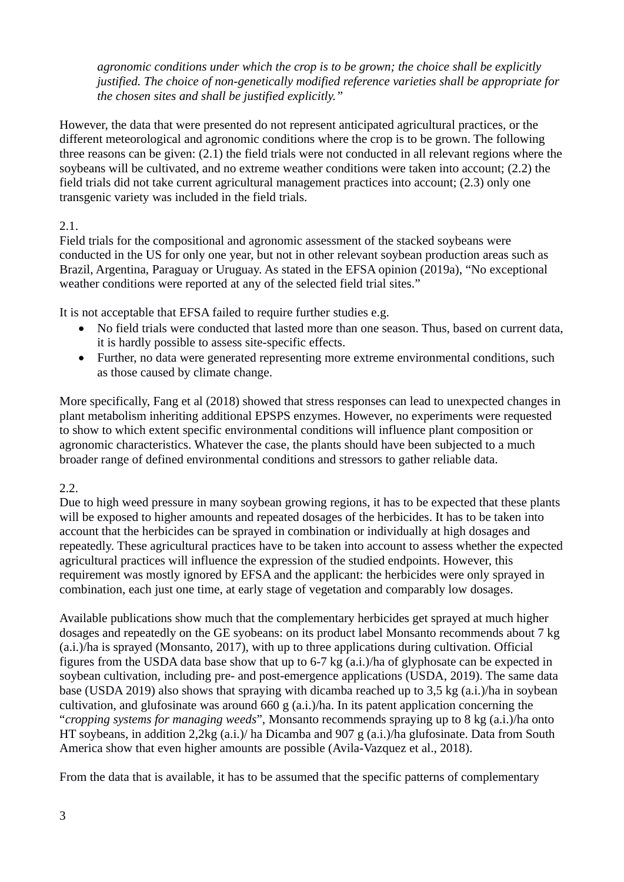*agronomic conditions under which the crop is to be grown; the choice shall be explicitly justified. The choice of non-genetically modified reference varieties shall be appropriate for the chosen sites and shall be justified explicitly."*

However, the data that were presented do not represent anticipated agricultural practices, or the different meteorological and agronomic conditions where the crop is to be grown. The following three reasons can be given: (2.1) the field trials were not conducted in all relevant regions where the soybeans will be cultivated, and no extreme weather conditions were taken into account; (2.2) the field trials did not take current agricultural management practices into account; (2.3) only one transgenic variety was included in the field trials.

2.1.
Field trials for the compositional and agronomic assessment of the stacked soybeans were conducted in the US for only one year, but not in other relevant soybean production areas such as Brazil, Argentina, Paraguay or Uruguay. As stated in the EFSA opinion (2019a), "No exceptional weather conditions were reported at any of the selected field trial sites."

It is not acceptable that EFSA failed to require further studies e.g.

- No field trials were conducted that lasted more than one season. Thus, based on current data, it is hardly possible to assess site-specific effects.
- Further, no data were generated representing more extreme environmental conditions, such as those caused by climate change.

More specifically, Fang et al (2018) showed that stress responses can lead to unexpected changes in plant metabolism inheriting additional EPSPS enzymes. However, no experiments were requested to show to which extent specific environmental conditions will influence plant composition or agronomic characteristics. Whatever the case, the plants should have been subjected to a much broader range of defined environmental conditions and stressors to gather reliable data.

2.2.
Due to high weed pressure in many soybean growing regions, it has to be expected that these plants will be exposed to higher amounts and repeated dosages of the herbicides. It has to be taken into account that the herbicides can be sprayed in combination or individually at high dosages and repeatedly. These agricultural practices have to be taken into account to assess whether the expected agricultural practices will influence the expression of the studied endpoints. However, this requirement was mostly ignored by EFSA and the applicant: the herbicides were only sprayed in combination, each just one time, at early stage of vegetation and comparably low dosages.

Available publications show much that the complementary herbicides get sprayed at much higher dosages and repeatedly on the GE syobeans: on its product label Monsanto recommends about 7 kg (a.i.)/ha is sprayed (Monsanto, 2017), with up to three applications during cultivation. Official figures from the USDA data base show that up to 6-7 kg (a.i.)/ha of glyphosate can be expected in soybean cultivation, including pre- and post-emergence applications (USDA, 2019). The same data base (USDA 2019) also shows that spraying with dicamba reached up to 3,5 kg (a.i.)/ha in soybean cultivation, and glufosinate was around 660 g (a.i.)/ha. In its patent application concerning the "*cropping systems for managing weeds*", Monsanto recommends spraying up to 8 kg (a.i.)/ha onto HT soybeans, in addition 2,2kg (a.i.)/ ha Dicamba and 907 g (a.i.)/ha glufosinate. Data from South America show that even higher amounts are possible (Avila-Vazquez et al., 2018).

From the data that is available, it has to be assumed that the specific patterns of complementary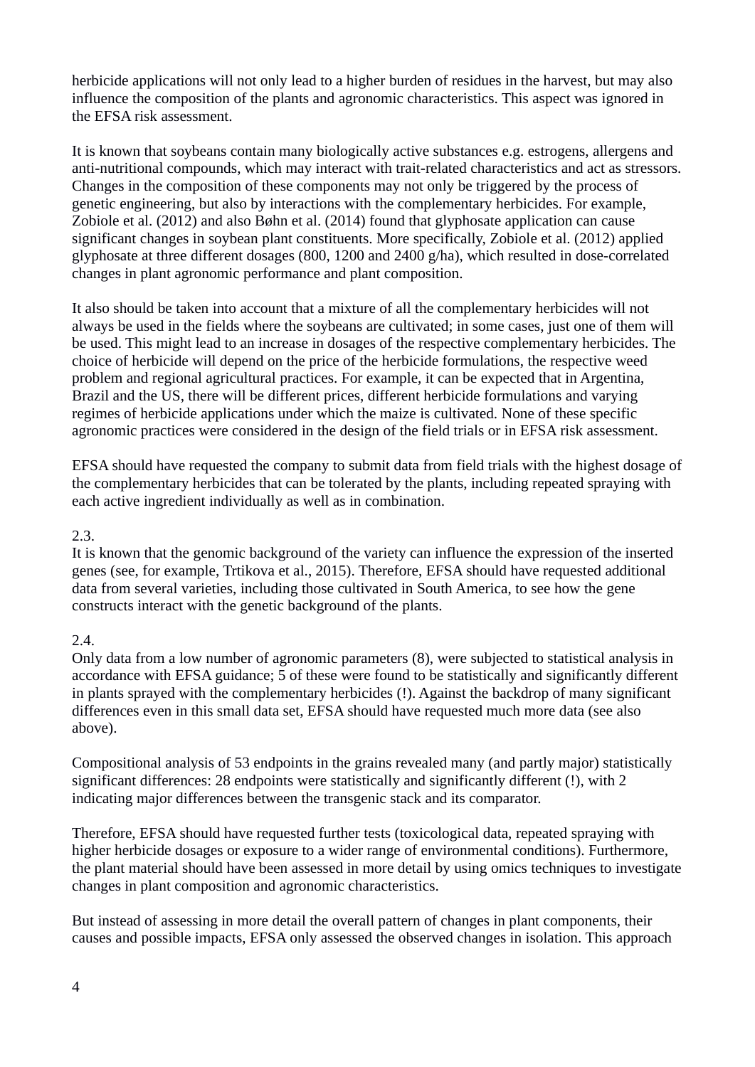herbicide applications will not only lead to a higher burden of residues in the harvest, but may also influence the composition of the plants and agronomic characteristics. This aspect was ignored in the EFSA risk assessment.

It is known that soybeans contain many biologically active substances e.g. estrogens, allergens and anti-nutritional compounds, which may interact with trait-related characteristics and act as stressors. Changes in the composition of these components may not only be triggered by the process of genetic engineering, but also by interactions with the complementary herbicides. For example, Zobiole et al. (2012) and also Bøhn et al. (2014) found that glyphosate application can cause significant changes in soybean plant constituents. More specifically, Zobiole et al. (2012) applied glyphosate at three different dosages (800, 1200 and 2400 g/ha), which resulted in dose-correlated changes in plant agronomic performance and plant composition.

It also should be taken into account that a mixture of all the complementary herbicides will not always be used in the fields where the soybeans are cultivated; in some cases, just one of them will be used. This might lead to an increase in dosages of the respective complementary herbicides. The choice of herbicide will depend on the price of the herbicide formulations, the respective weed problem and regional agricultural practices. For example, it can be expected that in Argentina, Brazil and the US, there will be different prices, different herbicide formulations and varying regimes of herbicide applications under which the maize is cultivated. None of these specific agronomic practices were considered in the design of the field trials or in EFSA risk assessment.

EFSA should have requested the company to submit data from field trials with the highest dosage of the complementary herbicides that can be tolerated by the plants, including repeated spraying with each active ingredient individually as well as in combination.

2.3.
It is known that the genomic background of the variety can influence the expression of the inserted genes (see, for example, Trtikova et al., 2015). Therefore, EFSA should have requested additional data from several varieties, including those cultivated in South America, to see how the gene constructs interact with the genetic background of the plants.

2.4.
Only data from a low number of agronomic parameters (8), were subjected to statistical analysis in accordance with EFSA guidance; 5 of these were found to be statistically and significantly different in plants sprayed with the complementary herbicides (!). Against the backdrop of many significant differences even in this small data set, EFSA should have requested much more data (see also above).

Compositional analysis of 53 endpoints in the grains revealed many (and partly major) statistically significant differences: 28 endpoints were statistically and significantly different (!), with 2 indicating major differences between the transgenic stack and its comparator.

Therefore, EFSA should have requested further tests (toxicological data, repeated spraying with higher herbicide dosages or exposure to a wider range of environmental conditions). Furthermore, the plant material should have been assessed in more detail by using omics techniques to investigate changes in plant composition and agronomic characteristics.

But instead of assessing in more detail the overall pattern of changes in plant components, their causes and possible impacts, EFSA only assessed the observed changes in isolation. This approach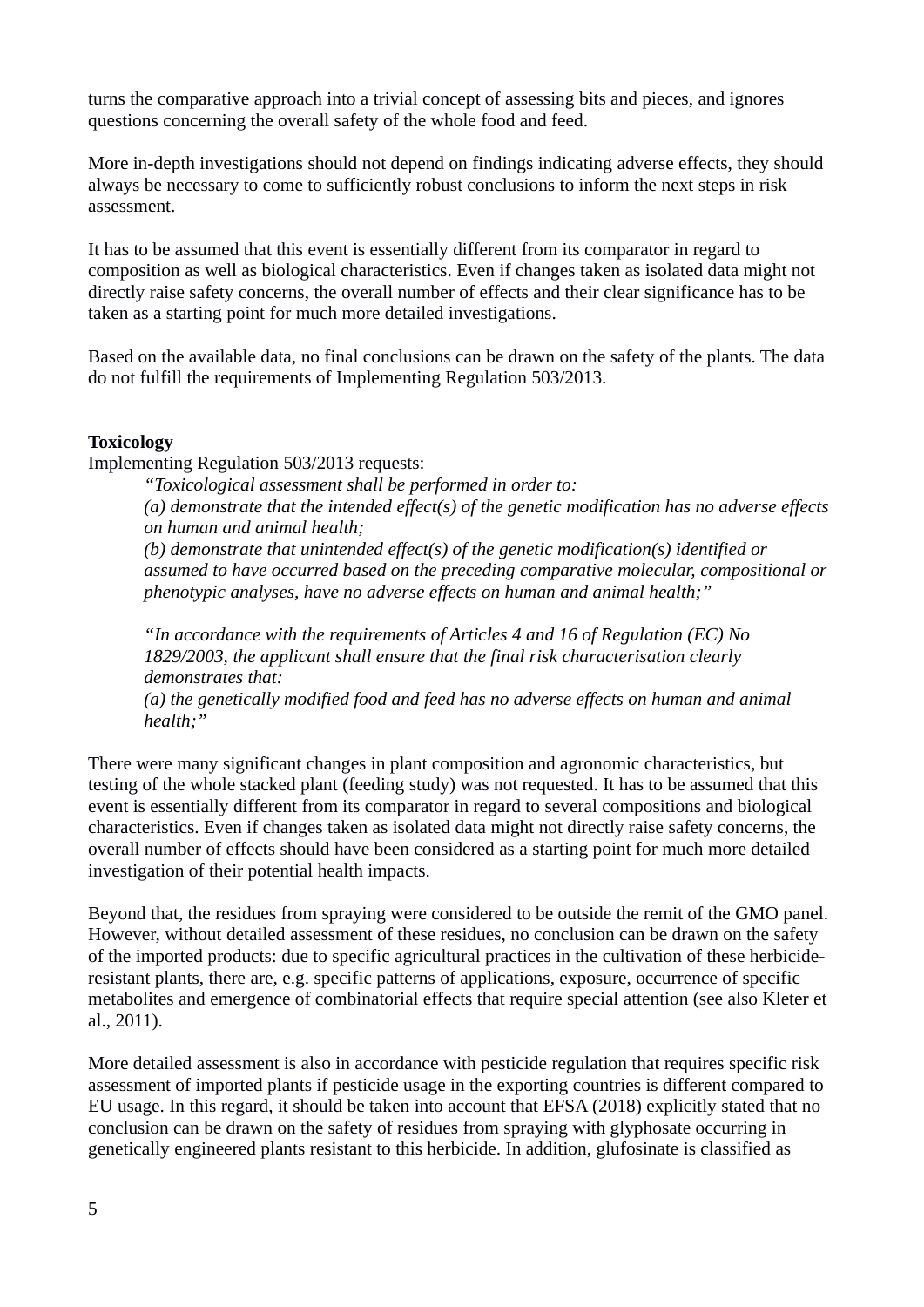turns the comparative approach into a trivial concept of assessing bits and pieces, and ignores questions concerning the overall safety of the whole food and feed.

More in-depth investigations should not depend on findings indicating adverse effects, they should always be necessary to come to sufficiently robust conclusions to inform the next steps in risk assessment.

It has to be assumed that this event is essentially different from its comparator in regard to composition as well as biological characteristics. Even if changes taken as isolated data might not directly raise safety concerns, the overall number of effects and their clear significance has to be taken as a starting point for much more detailed investigations.

Based on the available data, no final conclusions can be drawn on the safety of the plants. The data do not fulfill the requirements of Implementing Regulation 503/2013.

**Toxicology**

Implementing Regulation 503/2013 requests:

> *"Toxicological assessment shall be performed in order to:*
> *(a) demonstrate that the intended effect(s) of the genetic modification has no adverse effects on human and animal health;*
> *(b) demonstrate that unintended effect(s) of the genetic modification(s) identified or assumed to have occurred based on the preceding comparative molecular, compositional or phenotypic analyses, have no adverse effects on human and animal health;"*
>
> *"In accordance with the requirements of Articles 4 and 16 of Regulation (EC) No 1829/2003, the applicant shall ensure that the final risk characterisation clearly demonstrates that:*
> *(a) the genetically modified food and feed has no adverse effects on human and animal health;"*

There were many significant changes in plant composition and agronomic characteristics, but testing of the whole stacked plant (feeding study) was not requested. It has to be assumed that this event is essentially different from its comparator in regard to several compositions and biological characteristics. Even if changes taken as isolated data might not directly raise safety concerns, the overall number of effects should have been considered as a starting point for much more detailed investigation of their potential health impacts.

Beyond that, the residues from spraying were considered to be outside the remit of the GMO panel. However, without detailed assessment of these residues, no conclusion can be drawn on the safety of the imported products: due to specific agricultural practices in the cultivation of these herbicide-resistant plants, there are, e.g. specific patterns of applications, exposure, occurrence of specific metabolites and emergence of combinatorial effects that require special attention (see also Kleter et al., 2011).

More detailed assessment is also in accordance with pesticide regulation that requires specific risk assessment of imported plants if pesticide usage in the exporting countries is different compared to EU usage. In this regard, it should be taken into account that EFSA (2018) explicitly stated that no conclusion can be drawn on the safety of residues from spraying with glyphosate occurring in genetically engineered plants resistant to this herbicide. In addition, glufosinate is classified as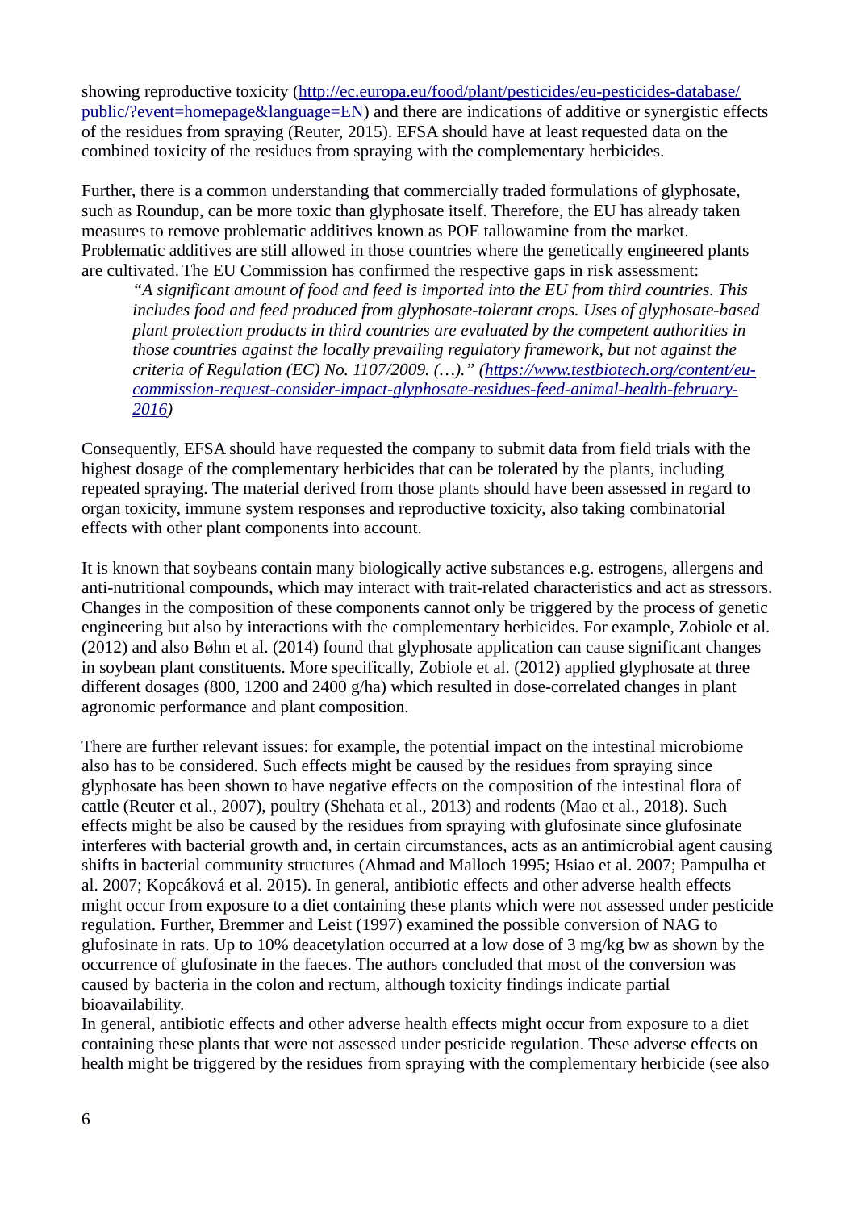showing reproductive toxicity (http://ec.europa.eu/food/plant/pesticides/eu-pesticides-database/public/?event=homepage&language=EN) and there are indications of additive or synergistic effects of the residues from spraying (Reuter, 2015). EFSA should have at least requested data on the combined toxicity of the residues from spraying with the complementary herbicides.

Further, there is a common understanding that commercially traded formulations of glyphosate, such as Roundup, can be more toxic than glyphosate itself. Therefore, the EU has already taken measures to remove problematic additives known as POE tallowamine from the market. Problematic additives are still allowed in those countries where the genetically engineered plants are cultivated. The EU Commission has confirmed the respective gaps in risk assessment:

> *"A significant amount of food and feed is imported into the EU from third countries. This includes food and feed produced from glyphosate-tolerant crops. Uses of glyphosate-based plant protection products in third countries are evaluated by the competent authorities in those countries against the locally prevailing regulatory framework, but not against the criteria of Regulation (EC) No. 1107/2009. (…)." (https://www.testbiotech.org/content/eu-commission-request-consider-impact-glyphosate-residues-feed-animal-health-february-2016)*

Consequently, EFSA should have requested the company to submit data from field trials with the highest dosage of the complementary herbicides that can be tolerated by the plants, including repeated spraying. The material derived from those plants should have been assessed in regard to organ toxicity, immune system responses and reproductive toxicity, also taking combinatorial effects with other plant components into account.

It is known that soybeans contain many biologically active substances e.g. estrogens, allergens and anti-nutritional compounds, which may interact with trait-related characteristics and act as stressors. Changes in the composition of these components cannot only be triggered by the process of genetic engineering but also by interactions with the complementary herbicides. For example, Zobiole et al. (2012) and also Bøhn et al. (2014) found that glyphosate application can cause significant changes in soybean plant constituents. More specifically, Zobiole et al. (2012) applied glyphosate at three different dosages (800, 1200 and 2400 g/ha) which resulted in dose-correlated changes in plant agronomic performance and plant composition.

There are further relevant issues: for example, the potential impact on the intestinal microbiome also has to be considered. Such effects might be caused by the residues from spraying since glyphosate has been shown to have negative effects on the composition of the intestinal flora of cattle (Reuter et al., 2007), poultry (Shehata et al., 2013) and rodents (Mao et al., 2018). Such effects might be also be caused by the residues from spraying with glufosinate since glufosinate interferes with bacterial growth and, in certain circumstances, acts as an antimicrobial agent causing shifts in bacterial community structures (Ahmad and Malloch 1995; Hsiao et al. 2007; Pampulha et al. 2007; Kopcáková et al. 2015). In general, antibiotic effects and other adverse health effects might occur from exposure to a diet containing these plants which were not assessed under pesticide regulation. Further, Bremmer and Leist (1997) examined the possible conversion of NAG to glufosinate in rats. Up to 10% deacetylation occurred at a low dose of 3 mg/kg bw as shown by the occurrence of glufosinate in the faeces. The authors concluded that most of the conversion was caused by bacteria in the colon and rectum, although toxicity findings indicate partial bioavailability.

In general, antibiotic effects and other adverse health effects might occur from exposure to a diet containing these plants that were not assessed under pesticide regulation. These adverse effects on health might be triggered by the residues from spraying with the complementary herbicide (see also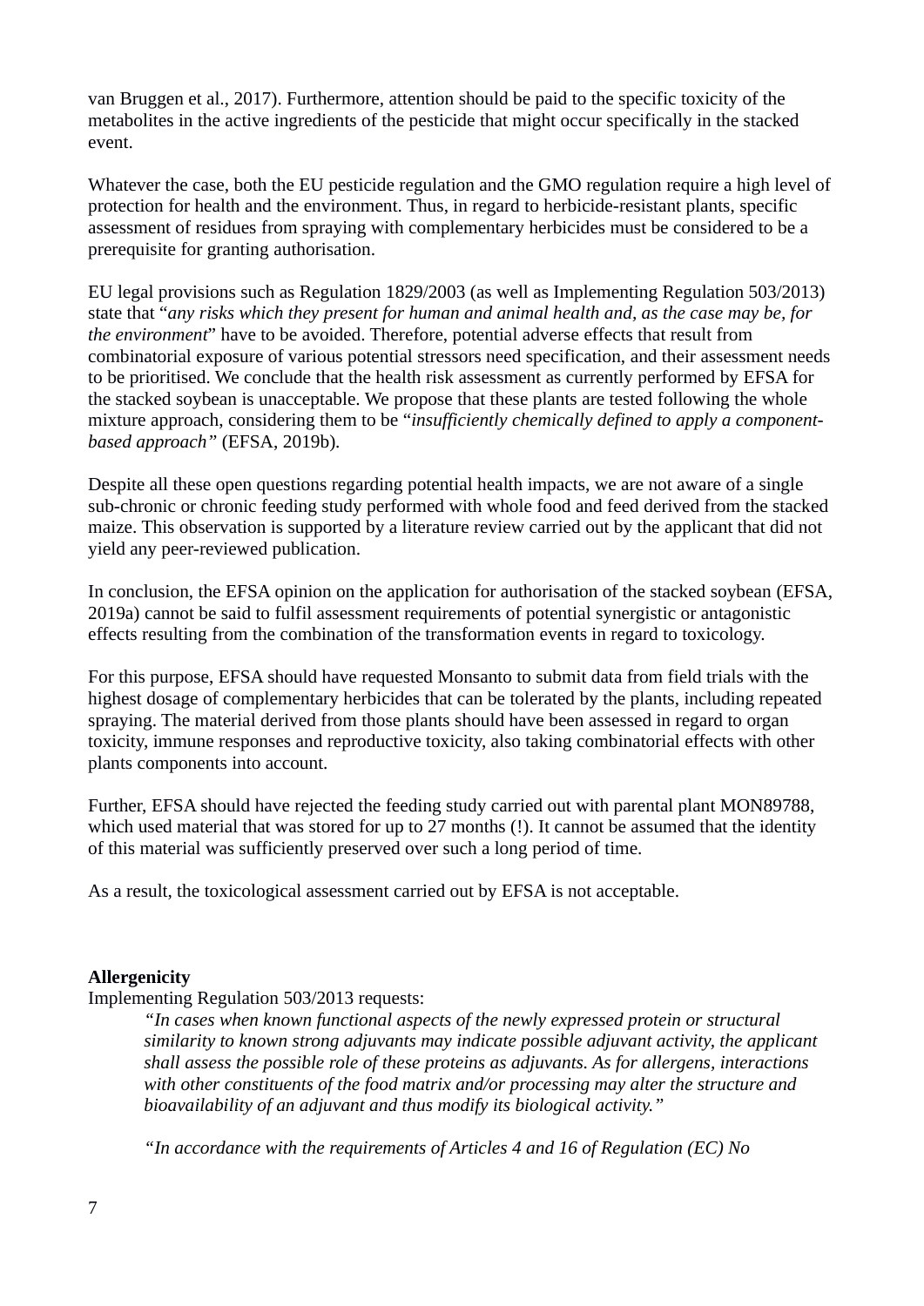van Bruggen et al., 2017). Furthermore, attention should be paid to the specific toxicity of the metabolites in the active ingredients of the pesticide that might occur specifically in the stacked event.

Whatever the case, both the EU pesticide regulation and the GMO regulation require a high level of protection for health and the environment. Thus, in regard to herbicide-resistant plants, specific assessment of residues from spraying with complementary herbicides must be considered to be a prerequisite for granting authorisation.

EU legal provisions such as Regulation 1829/2003 (as well as Implementing Regulation 503/2013) state that "*any risks which they present for human and animal health and, as the case may be, for the environment*" have to be avoided. Therefore, potential adverse effects that result from combinatorial exposure of various potential stressors need specification, and their assessment needs to be prioritised. We conclude that the health risk assessment as currently performed by EFSA for the stacked soybean is unacceptable. We propose that these plants are tested following the whole mixture approach, considering them to be "*insufficiently chemically defined to apply a component-based approach*" (EFSA, 2019b).

Despite all these open questions regarding potential health impacts, we are not aware of a single sub-chronic or chronic feeding study performed with whole food and feed derived from the stacked maize. This observation is supported by a literature review carried out by the applicant that did not yield any peer-reviewed publication.

In conclusion, the EFSA opinion on the application for authorisation of the stacked soybean (EFSA, 2019a) cannot be said to fulfil assessment requirements of potential synergistic or antagonistic effects resulting from the combination of the transformation events in regard to toxicology.

For this purpose, EFSA should have requested Monsanto to submit data from field trials with the highest dosage of complementary herbicides that can be tolerated by the plants, including repeated spraying. The material derived from those plants should have been assessed in regard to organ toxicity, immune responses and reproductive toxicity, also taking combinatorial effects with other plants components into account.

Further, EFSA should have rejected the feeding study carried out with parental plant MON89788, which used material that was stored for up to 27 months (!). It cannot be assumed that the identity of this material was sufficiently preserved over such a long period of time.

As a result, the toxicological assessment carried out by EFSA is not acceptable.

**Allergenicity**

Implementing Regulation 503/2013 requests:

> *"In cases when known functional aspects of the newly expressed protein or structural similarity to known strong adjuvants may indicate possible adjuvant activity, the applicant shall assess the possible role of these proteins as adjuvants. As for allergens, interactions with other constituents of the food matrix and/or processing may alter the structure and bioavailability of an adjuvant and thus modify its biological activity."*
>
> *"In accordance with the requirements of Articles 4 and 16 of Regulation (EC) No*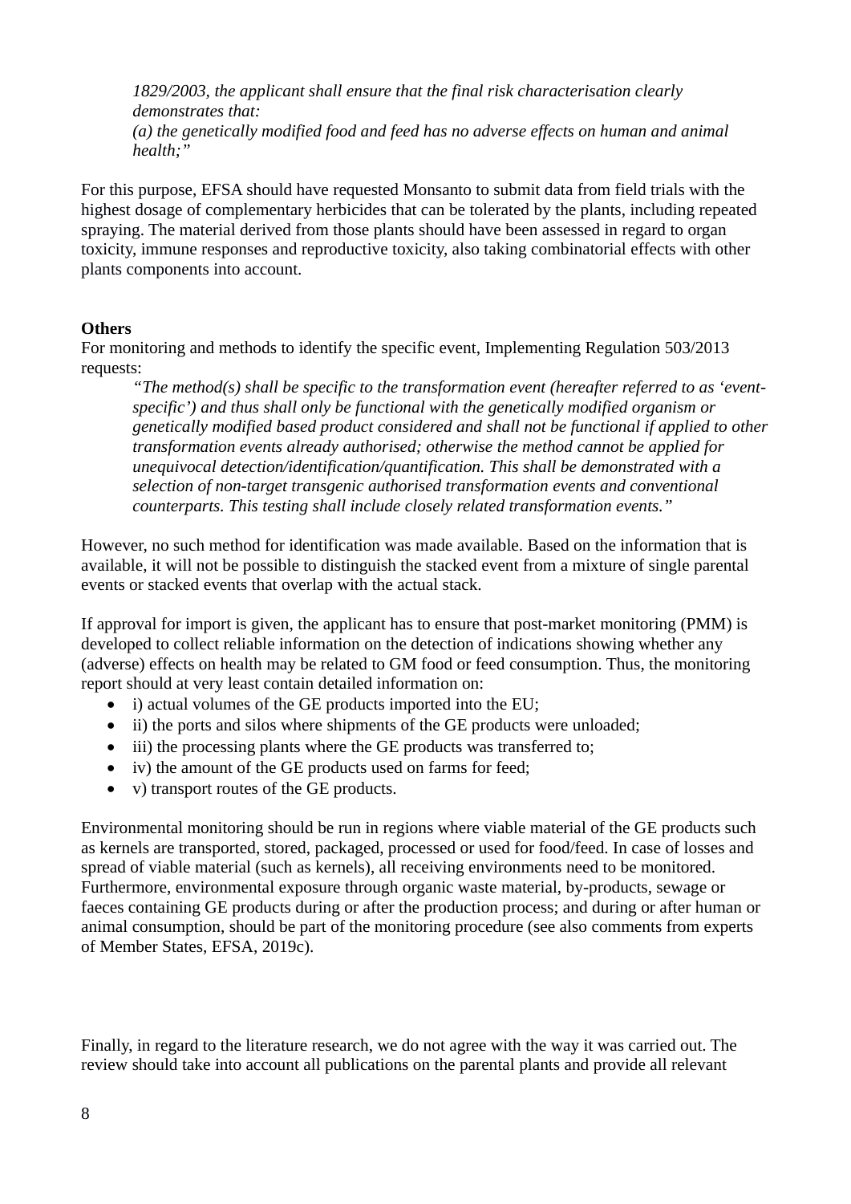> *1829/2003, the applicant shall ensure that the final risk characterisation clearly demonstrates that:*
> *(a) the genetically modified food and feed has no adverse effects on human and animal health;"*

For this purpose, EFSA should have requested Monsanto to submit data from field trials with the highest dosage of complementary herbicides that can be tolerated by the plants, including repeated spraying. The material derived from those plants should have been assessed in regard to organ toxicity, immune responses and reproductive toxicity, also taking combinatorial effects with other plants components into account.

**Others**

For monitoring and methods to identify the specific event, Implementing Regulation 503/2013 requests:

> *"The method(s) shall be specific to the transformation event (hereafter referred to as 'event-specific') and thus shall only be functional with the genetically modified organism or genetically modified based product considered and shall not be functional if applied to other transformation events already authorised; otherwise the method cannot be applied for unequivocal detection/identification/quantification. This shall be demonstrated with a selection of non-target transgenic authorised transformation events and conventional counterparts. This testing shall include closely related transformation events."*

However, no such method for identification was made available. Based on the information that is available, it will not be possible to distinguish the stacked event from a mixture of single parental events or stacked events that overlap with the actual stack.

If approval for import is given, the applicant has to ensure that post-market monitoring (PMM) is developed to collect reliable information on the detection of indications showing whether any (adverse) effects on health may be related to GM food or feed consumption. Thus, the monitoring report should at very least contain detailed information on:

- i) actual volumes of the GE products imported into the EU;
- ii) the ports and silos where shipments of the GE products were unloaded;
- iii) the processing plants where the GE products was transferred to;
- iv) the amount of the GE products used on farms for feed;
- v) transport routes of the GE products.

Environmental monitoring should be run in regions where viable material of the GE products such as kernels are transported, stored, packaged, processed or used for food/feed. In case of losses and spread of viable material (such as kernels), all receiving environments need to be monitored. Furthermore, environmental exposure through organic waste material, by-products, sewage or faeces containing GE products during or after the production process; and during or after human or animal consumption, should be part of the monitoring procedure (see also comments from experts of Member States, EFSA, 2019c).

Finally, in regard to the literature research, we do not agree with the way it was carried out. The review should take into account all publications on the parental plants and provide all relevant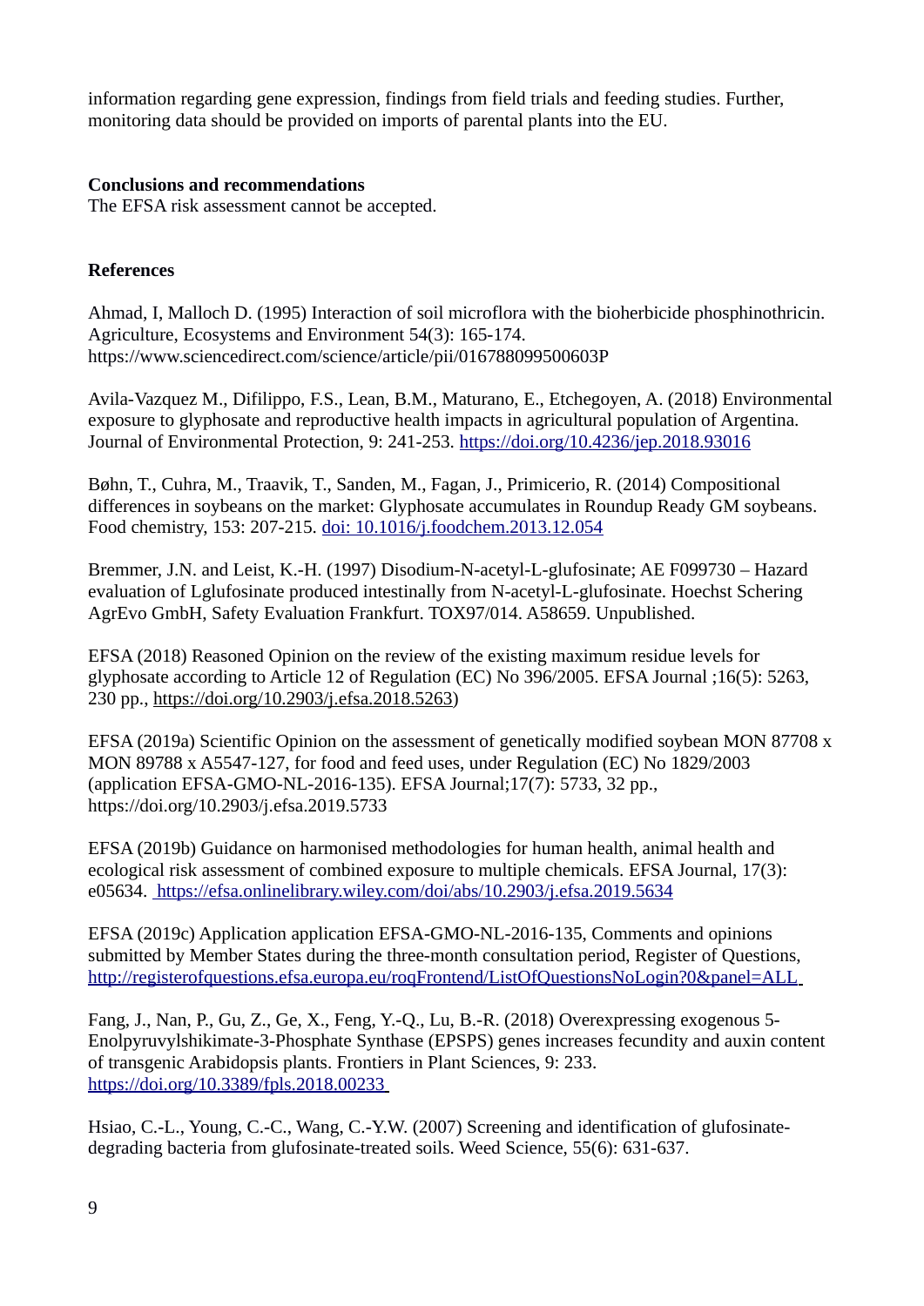information regarding gene expression, findings from field trials and feeding studies. Further, monitoring data should be provided on imports of parental plants into the EU.

**Conclusions and recommendations**

The EFSA risk assessment cannot be accepted.

**References**

Ahmad, I, Malloch D. (1995) Interaction of soil microflora with the bioherbicide phosphinothricin. Agriculture, Ecosystems and Environment 54(3): 165-174. https://www.sciencedirect.com/science/article/pii/016788099500603P

Avila-Vazquez M., Difilippo, F.S., Lean, B.M., Maturano, E., Etchegoyen, A. (2018) Environmental exposure to glyphosate and reproductive health impacts in agricultural population of Argentina. Journal of Environmental Protection, 9: 241-253. https://doi.org/10.4236/jep.2018.93016

Bøhn, T., Cuhra, M., Traavik, T., Sanden, M., Fagan, J., Primicerio, R. (2014) Compositional differences in soybeans on the market: Glyphosate accumulates in Roundup Ready GM soybeans. Food chemistry, 153: 207-215. doi: 10.1016/j.foodchem.2013.12.054

Bremmer, J.N. and Leist, K.-H. (1997) Disodium-N-acetyl-L-glufosinate; AE F099730 – Hazard evaluation of Lglufosinate produced intestinally from N-acetyl-L-glufosinate. Hoechst Schering AgrEvo GmbH, Safety Evaluation Frankfurt. TOX97/014. A58659. Unpublished.

EFSA (2018) Reasoned Opinion on the review of the existing maximum residue levels for glyphosate according to Article 12 of Regulation (EC) No 396/2005. EFSA Journal ;16(5): 5263, 230 pp., https://doi.org/10.2903/j.efsa.2018.5263)

EFSA (2019a) Scientific Opinion on the assessment of genetically modified soybean MON 87708 x MON 89788 x A5547-127, for food and feed uses, under Regulation (EC) No 1829/2003 (application EFSA-GMO-NL-2016-135). EFSA Journal;17(7): 5733, 32 pp., https://doi.org/10.2903/j.efsa.2019.5733

EFSA (2019b) Guidance on harmonised methodologies for human health, animal health and ecological risk assessment of combined exposure to multiple chemicals. EFSA Journal, 17(3): e05634. https://efsa.onlinelibrary.wiley.com/doi/abs/10.2903/j.efsa.2019.5634

EFSA (2019c) Application application EFSA-GMO-NL-2016-135, Comments and opinions submitted by Member States during the three-month consultation period, Register of Questions, http://registerofquestions.efsa.europa.eu/roqFrontend/ListOfQuestionsNoLogin?0&panel=ALL

Fang, J., Nan, P., Gu, Z., Ge, X., Feng, Y.-Q., Lu, B.-R. (2018) Overexpressing exogenous 5-Enolpyruvylshikimate-3-Phosphate Synthase (EPSPS) genes increases fecundity and auxin content of transgenic Arabidopsis plants. Frontiers in Plant Sciences, 9: 233. https://doi.org/10.3389/fpls.2018.00233

Hsiao, C.-L., Young, C.-C., Wang, C.-Y.W. (2007) Screening and identification of glufosinate-degrading bacteria from glufosinate-treated soils. Weed Science, 55(6): 631-637.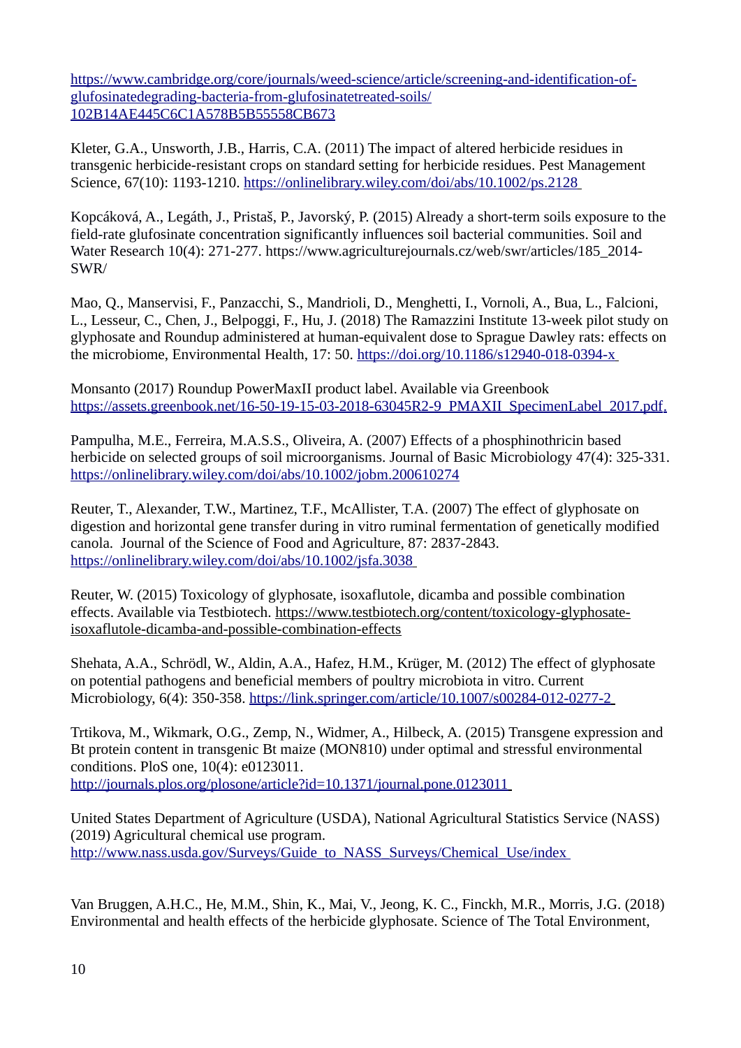https://www.cambridge.org/core/journals/weed-science/article/screening-and-identification-of-glufosinatedegrading-bacteria-from-glufosinatetreated-soils/102B14AE445C6C1A578B5B55558CB673

Kleter, G.A., Unsworth, J.B., Harris, C.A. (2011) The impact of altered herbicide residues in transgenic herbicide-resistant crops on standard setting for herbicide residues. Pest Management Science, 67(10): 1193-1210. https://onlinelibrary.wiley.com/doi/abs/10.1002/ps.2128

Kopcáková, A., Legáth, J., Pristaš, P., Javorský, P. (2015) Already a short-term soils exposure to the field-rate glufosinate concentration significantly influences soil bacterial communities. Soil and Water Research 10(4): 271-277. https://www.agriculturejournals.cz/web/swr/articles/185_2014-SWR/

Mao, Q., Manservisi, F., Panzacchi, S., Mandrioli, D., Menghetti, I., Vornoli, A., Bua, L., Falcioni, L., Lesseur, C., Chen, J., Belpoggi, F., Hu, J. (2018) The Ramazzini Institute 13-week pilot study on glyphosate and Roundup administered at human-equivalent dose to Sprague Dawley rats: effects on the microbiome, Environmental Health, 17: 50. https://doi.org/10.1186/s12940-018-0394-x

Monsanto (2017) Roundup PowerMaxII product label. Available via Greenbook https://assets.greenbook.net/16-50-19-15-03-2018-63045R2-9_PMAXII_SpecimenLabel_2017.pdf.

Pampulha, M.E., Ferreira, M.A.S.S., Oliveira, A. (2007) Effects of a phosphinothricin based herbicide on selected groups of soil microorganisms. Journal of Basic Microbiology 47(4): 325-331. https://onlinelibrary.wiley.com/doi/abs/10.1002/jobm.200610274

Reuter, T., Alexander, T.W., Martinez, T.F., McAllister, T.A. (2007) The effect of glyphosate on digestion and horizontal gene transfer during in vitro ruminal fermentation of genetically modified canola. Journal of the Science of Food and Agriculture, 87: 2837-2843. https://onlinelibrary.wiley.com/doi/abs/10.1002/jsfa.3038

Reuter, W. (2015) Toxicology of glyphosate, isoxaflutole, dicamba and possible combination effects. Available via Testbiotech. https://www.testbiotech.org/content/toxicology-glyphosate-isoxaflutole-dicamba-and-possible-combination-effects

Shehata, A.A., Schrödl, W., Aldin, A.A., Hafez, H.M., Krüger, M. (2012) The effect of glyphosate on potential pathogens and beneficial members of poultry microbiota in vitro. Current Microbiology, 6(4): 350-358. https://link.springer.com/article/10.1007/s00284-012-0277-2

Trtikova, M., Wikmark, O.G., Zemp, N., Widmer, A., Hilbeck, A. (2015) Transgene expression and Bt protein content in transgenic Bt maize (MON810) under optimal and stressful environmental conditions. PloS one, 10(4): e0123011. http://journals.plos.org/plosone/article?id=10.1371/journal.pone.0123011

United States Department of Agriculture (USDA), National Agricultural Statistics Service (NASS) (2019) Agricultural chemical use program. http://www.nass.usda.gov/Surveys/Guide_to_NASS_Surveys/Chemical_Use/index

Van Bruggen, A.H.C., He, M.M., Shin, K., Mai, V., Jeong, K. C., Finckh, M.R., Morris, J.G. (2018) Environmental and health effects of the herbicide glyphosate. Science of The Total Environment,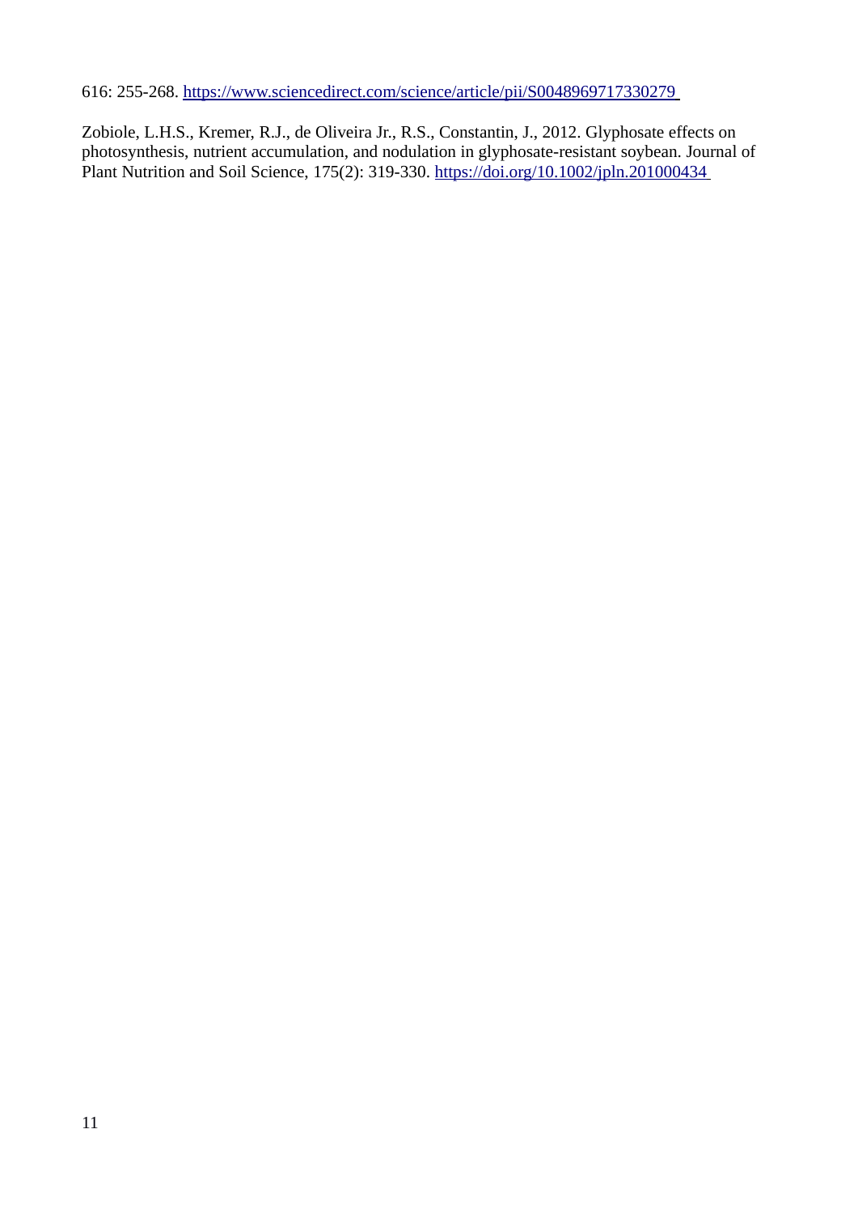616: 255-268. https://www.sciencedirect.com/science/article/pii/S0048969717330279

Zobiole, L.H.S., Kremer, R.J., de Oliveira Jr., R.S., Constantin, J., 2012. Glyphosate effects on photosynthesis, nutrient accumulation, and nodulation in glyphosate-resistant soybean. Journal of Plant Nutrition and Soil Science, 175(2): 319-330. https://doi.org/10.1002/jpln.201000434